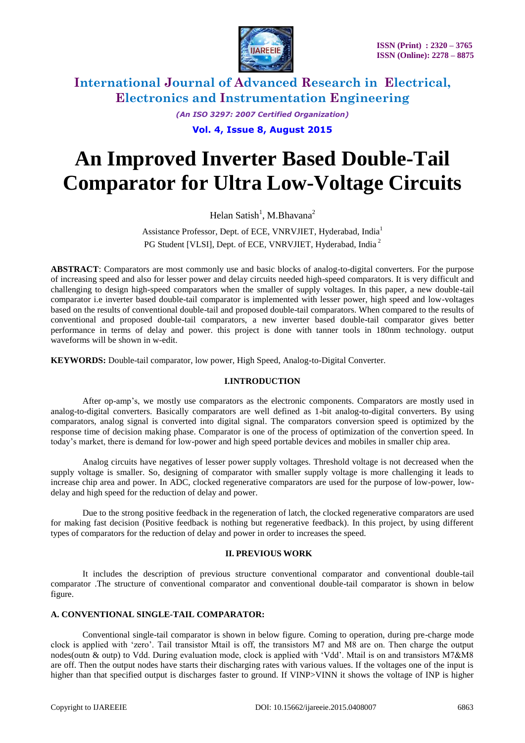# An Improved Inverter Based Double-Tail Comparator for Ultra Low-Voltage Circuits

Helan Satish[1], M.Bhavana[2]

Assistance Professor, Dept. of ECE, VNRVJIET, Hyderabad, India[1]

PG Student [VLSI], Dept. of ECE, VNRVJIET, Hyderabad, India[2]

**ABSTRACT**: Comparators are most commonly use and basic blocks of analog-to-digital converters. For the purpose of increasing speed and also for lesser power and delay circuits needed high-speed comparators. It is very difficult and challenging to design high-speed comparators when the smaller of supply voltages. In this paper, a new double-tail comparator i.e inverter based double-tail comparator is implemented with lesser power, high speed and low-voltages based on the results of conventional double-tail and proposed double-tail comparators. When compared to the results of conventional and proposed double-tail comparators, a new inverter based double-tail comparator gives better performance in terms of delay and power. this project is done with tanner tools in 180nm technology. output waveforms will be shown in w-edit.

**KEYWORDS:** Double-tail comparator, low power, High Speed, Analog-to-Digital Converter.

## I.INTRODUCTION

After op-amp's, we mostly use comparators as the electronic components. Comparators are mostly used in analog-to-digital converters. Basically comparators are well defined as 1-bit analog-to-digital converters. By using comparators, analog signal is converted into digital signal. The comparators conversion speed is optimized by the response time of decision making phase. Comparator is one of the process of optimization of the convertion speed. In today's market, there is demand for low-power and high speed portable devices and mobiles in smaller chip area.

Analog circuits have negatives of lesser power supply voltages. Threshold voltage is not decreased when the supply voltage is smaller. So, designing of comparator with smaller supply voltage is more challenging it leads to increase chip area and power. In ADC, clocked regenerative comparators are used for the purpose of low-power, low-delay and high speed for the reduction of delay and power.

Due to the strong positive feedback in the regeneration of latch, the clocked regenerative comparators are used for making fast decision (Positive feedback is nothing but regenerative feedback). In this project, by using different types of comparators for the reduction of delay and power in order to increases the speed.

## II. PREVIOUS WORK

It includes the description of previous structure conventional comparator and conventional double-tail comparator .The structure of conventional comparator and conventional double-tail comparator is shown in below figure.

### A. CONVENTIONAL SINGLE-TAIL COMPARATOR:

Conventional single-tail comparator is shown in below figure. Coming to operation, during pre-charge mode clock is applied with 'zero'. Tail transistor Mtail is off, the transistors M7 and M8 are on. Then charge the output nodes(outn & outp) to Vdd. During evaluation mode, clock is applied with 'Vdd'. Mtail is on and transistors M7&M8 are off. Then the output nodes have starts their discharging rates with various values. If the voltages one of the input is higher than that specified output is discharges faster to ground. If VINP>VINN it shows the voltage of INP is higher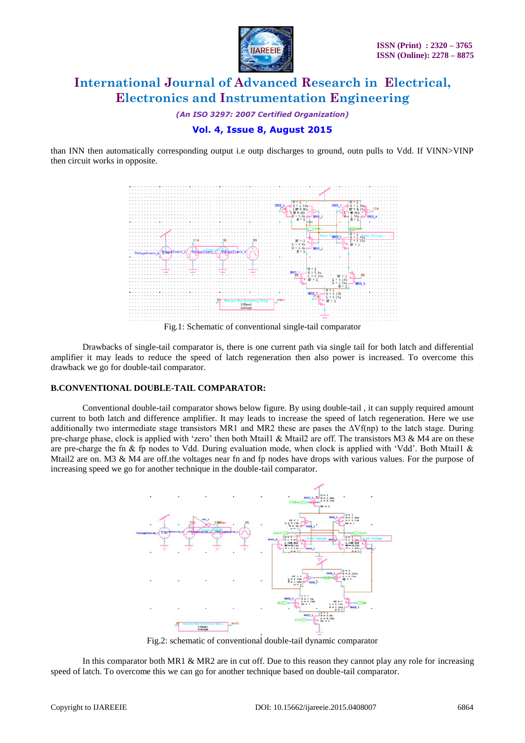than INN then automatically corresponding output i.e outp discharges to ground, outn pulls to Vdd. If VINN>VINP then circuit works in opposite.

Fig.1: Schematic of conventional single-tail comparator

Drawbacks of single-tail comparator is, there is one current path via single tail for both latch and differential amplifier it may leads to reduce the speed of latch regeneration then also power is increased. To overcome this drawback we go for double-tail comparator.

**B.CONVENTIONAL DOUBLE-TAIL COMPARATOR:**

Conventional double-tail comparator shows below figure. By using double-tail , it can supply required amount current to both latch and difference amplifier. It may leads to increase the speed of latch regeneration. Here we use additionally two intermediate stage transistors MR1 and MR2 these are pases the $\Delta Vf(np)$ to the latch stage. During pre-charge phase, clock is applied with 'zero' then both Mtail1 & Mtail2 are off. The transistors M3 & M4 are on these are pre-charge the fn & fp nodes to Vdd. During evaluation mode, when clock is applied with 'Vdd'. Both Mtail1 & Mtail2 are on. M3 & M4 are off.the voltages near fn and fp nodes have drops with various values. For the purpose of increasing speed we go for another technique in the double-tail comparator.

Fig.2: schematic of conventional double-tail dynamic comparator

In this comparator both MR1 & MR2 are in cut off. Due to this reason they cannot play any role for increasing speed of latch. To overcome this we can go for another technique based on double-tail comparator.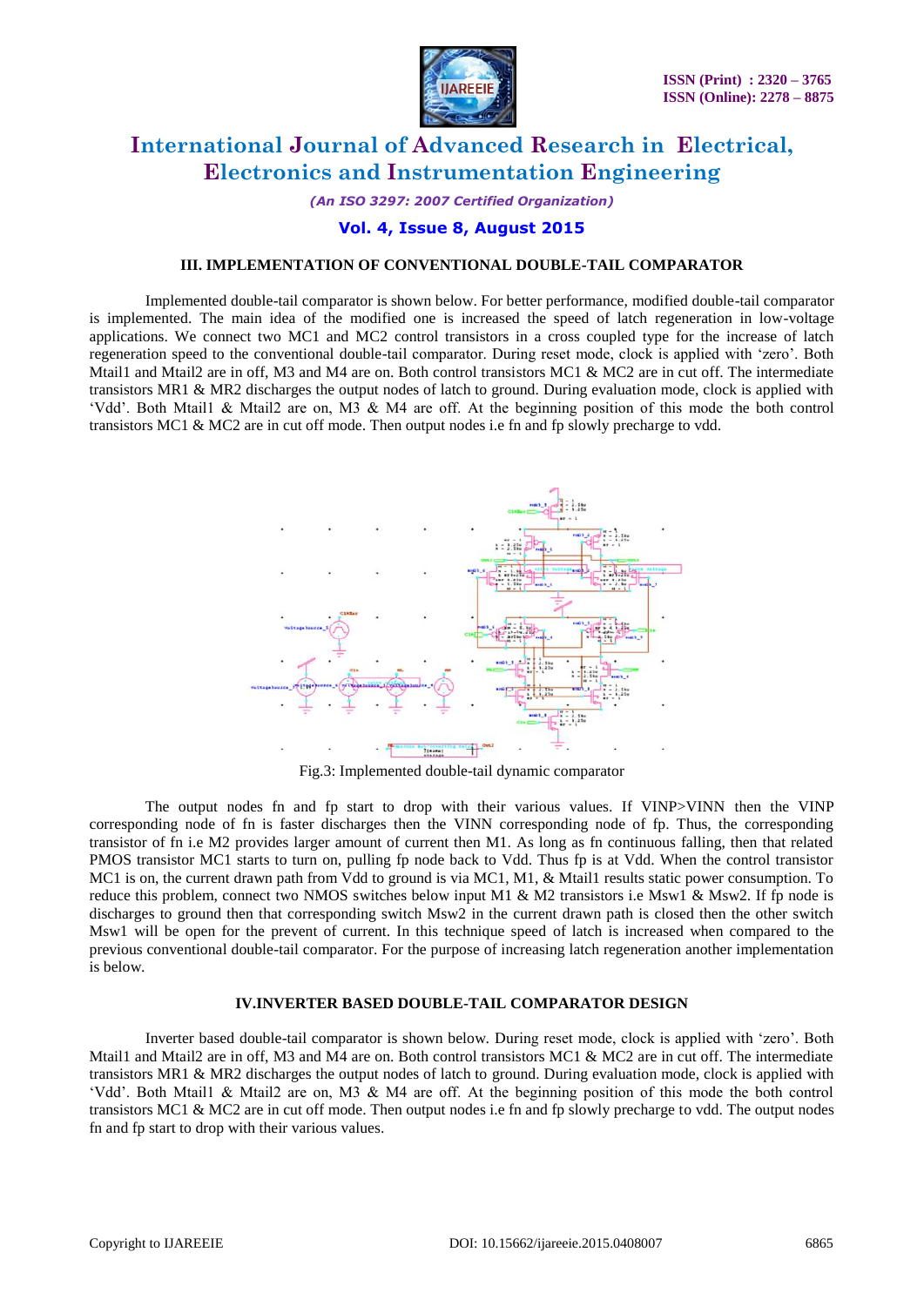### III. IMPLEMENTATION OF CONVENTIONAL DOUBLE-TAIL COMPARATOR

Implemented double-tail comparator is shown below. For better performance, modified double-tail comparator is implemented. The main idea of the modified one is increased the speed of latch regeneration in low-voltage applications. We connect two MC1 and MC2 control transistors in a cross coupled type for the increase of latch regeneration speed to the conventional double-tail comparator. During reset mode, clock is applied with 'zero'. Both Mtail1 and Mtail2 are in off, M3 and M4 are on. Both control transistors MC1 & MC2 are in cut off. The intermediate transistors MR1 & MR2 discharges the output nodes of latch to ground. During evaluation mode, clock is applied with 'Vdd'. Both Mtail1 & Mtail2 are on, M3 & M4 are off. At the beginning position of this mode the both control transistors MC1 & MC2 are in cut off mode. Then output nodes i.e fn and fp slowly precharge to vdd.

Fig.3: Implemented double-tail dynamic comparator

The output nodes fn and fp start to drop with their various values. If VINP>VINN then the VINP corresponding node of fn is faster discharges then the VINN corresponding node of fp. Thus, the corresponding transistor of fn i.e M2 provides larger amount of current then M1. As long as fn continuous falling, then that related PMOS transistor MC1 starts to turn on, pulling fp node back to Vdd. Thus fp is at Vdd. When the control transistor MC1 is on, the current drawn path from Vdd to ground is via MC1, M1, & Mtail1 results static power consumption. To reduce this problem, connect two NMOS switches below input M1 & M2 transistors i.e Msw1 & Msw2. If fp node is discharges to ground then that corresponding switch Msw2 in the current drawn path is closed then the other switch Msw1 will be open for the prevent of current. In this technique speed of latch is increased when compared to the previous conventional double-tail comparator. For the purpose of increasing latch regeneration another implementation is below.

### IV.INVERTER BASED DOUBLE-TAIL COMPARATOR DESIGN

Inverter based double-tail comparator is shown below. During reset mode, clock is applied with 'zero'. Both Mtail1 and Mtail2 are in off, M3 and M4 are on. Both control transistors MC1 & MC2 are in cut off. The intermediate transistors MR1 & MR2 discharges the output nodes of latch to ground. During evaluation mode, clock is applied with 'Vdd'. Both Mtail1 & Mtail2 are on, M3 & M4 are off. At the beginning position of this mode the both control transistors MC1 & MC2 are in cut off mode. Then output nodes i.e fn and fp slowly precharge to vdd. The output nodes fn and fp start to drop with their various values.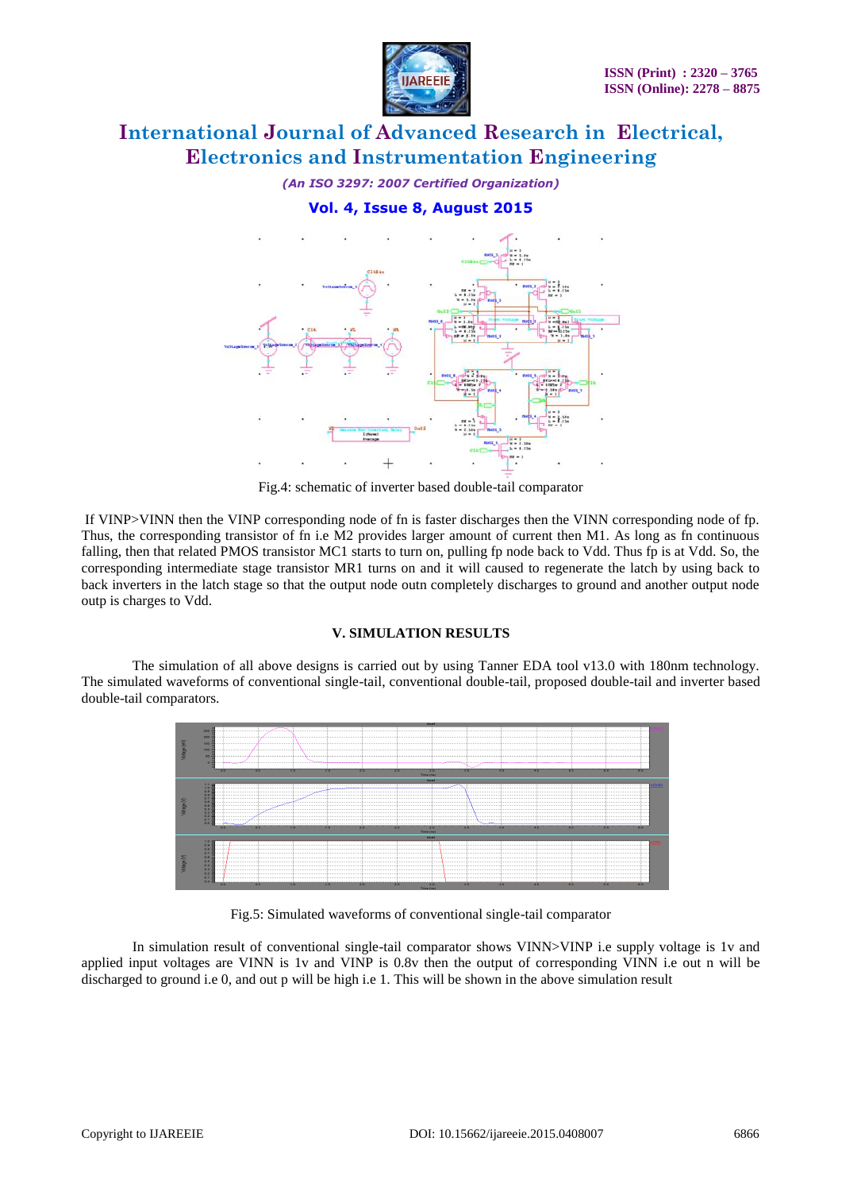Fig.4: schematic of inverter based double-tail comparator

If VINP>VINN then the VINP corresponding node of fn is faster discharges then the VINN corresponding node of fp. Thus, the corresponding transistor of fn i.e M2 provides larger amount of current then M1. As long as fn continuous falling, then that related PMOS transistor MC1 starts to turn on, pulling fp node back to Vdd. Thus fp is at Vdd. So, the corresponding intermediate stage transistor MR1 turns on and it will caused to regenerate the latch by using back to back inverters in the latch stage so that the output node outn completely discharges to ground and another output node outp is charges to Vdd.

## V. SIMULATION RESULTS

The simulation of all above designs is carried out by using Tanner EDA tool v13.0 with 180nm technology. The simulated waveforms of conventional single-tail, conventional double-tail, proposed double-tail and inverter based double-tail comparators.

Fig.5: Simulated waveforms of conventional single-tail comparator

In simulation result of conventional single-tail comparator shows VINN>VINP i.e supply voltage is 1v and applied input voltages are VINN is 1v and VINP is 0.8v then the output of corresponding VINN i.e out n will be discharged to ground i.e 0, and out p will be high i.e 1. This will be shown in the above simulation result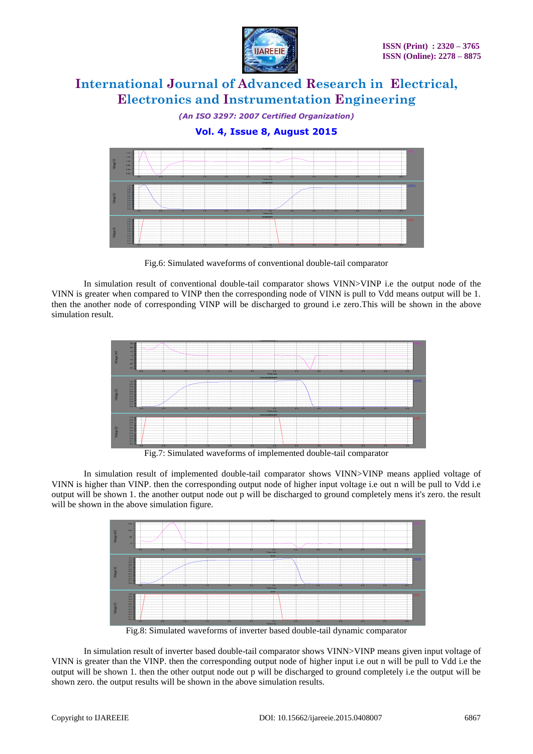Fig.6: Simulated waveforms of conventional double-tail comparator

In simulation result of conventional double-tail comparator shows VINN>VINP i.e the output node of the VINN is greater when compared to VINP then the corresponding node of VINN is pull to Vdd means output will be 1. then the another node of corresponding VINP will be discharged to ground i.e zero.This will be shown in the above simulation result.

Fig.7: Simulated waveforms of implemented double-tail comparator

In simulation result of implemented double-tail comparator shows VINN>VINP means applied voltage of VINN is higher than VINP. then the corresponding output node of higher input voltage i.e out n will be pull to Vdd i.e output will be shown 1. the another output node out p will be discharged to ground completely mens it's zero. the result will be shown in the above simulation figure.

Fig.8: Simulated waveforms of inverter based double-tail dynamic comparator

In simulation result of inverter based double-tail comparator shows VINN>VINP means given input voltage of VINN is greater than the VINP. then the corresponding output node of higher input i.e out n will be pull to Vdd i.e the output will be shown 1. then the other output node out p will be discharged to ground completely i.e the output will be shown zero. the output results will be shown in the above simulation results.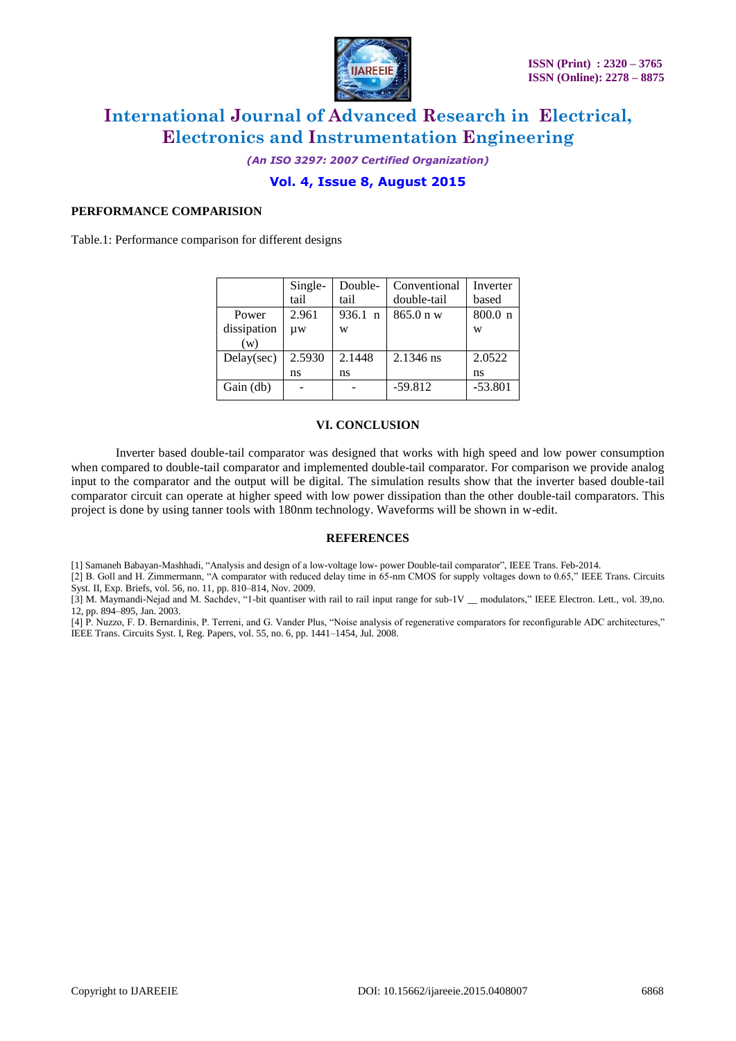### PERFORMANCE COMPARISION

Table.1: Performance comparison for different designs

| | Single-tail | Double-tail | Conventional double-tail | Inverter based |
|---|---|---|---|---|
| Power dissipation (w) | 2.961 μw | 936.1 n w | 865.0 n w | 800.0 n w |
| Delay(sec) | 2.5930 ns | 2.1448 ns | 2.1346 ns | 2.0522 ns |
| Gain (db) | - | - | -59.812 | -53.801 |

### VI. CONCLUSION

Inverter based double-tail comparator was designed that works with high speed and low power consumption when compared to double-tail comparator and implemented double-tail comparator. For comparison we provide analog input to the comparator and the output will be digital. The simulation results show that the inverter based double-tail comparator circuit can operate at higher speed with low power dissipation than the other double-tail comparators. This project is done by using tanner tools with 180nm technology. Waveforms will be shown in w-edit.

### REFERENCES

[1] Samaneh Babayan-Mashhadi, "Analysis and design of a low-voltage low- power Double-tail comparator", IEEE Trans. Feb-2014.

[2] B. Goll and H. Zimmermann, "A comparator with reduced delay time in 65-nm CMOS for supply voltages down to 0.65," IEEE Trans. Circuits Syst. II, Exp. Briefs, vol. 56, no. 11, pp. 810–814, Nov. 2009.

[3] M. Maymandi-Nejad and M. Sachdev, "1-bit quantiser with rail to rail input range for sub-1V __ modulators," IEEE Electron. Lett., vol. 39,no. 12, pp. 894–895, Jan. 2003.

[4] P. Nuzzo, F. D. Bernardinis, P. Terreni, and G. Vander Plus, "Noise analysis of regenerative comparators for reconfigurable ADC architectures," IEEE Trans. Circuits Syst. I, Reg. Papers, vol. 55, no. 6, pp. 1441–1454, Jul. 2008.